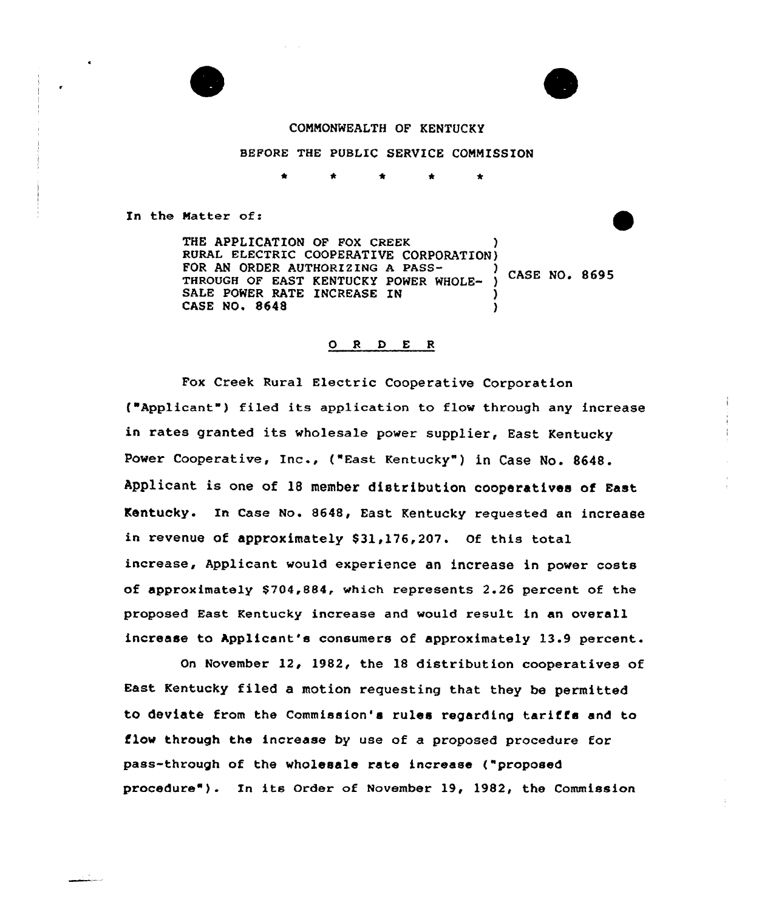COMMONWEALTH OF KENTUCKY

BEFORE THE PUBLIC SERVICE COMMISSION

\* \* \* \* \*

In the Matter of:

THE APPLICATION OF FOX CREEK RURAL ELECTRIC COOPERATIVE CORPORATION FOR AN ORDER AUTHORIZING A PASS-THROUGH OF EAST KENTUCKY POWER WHOLESALE POWER RATE INCREASE IN CASE NO. 8648 ) CASE NO. 8695

## O R D E R

Fox Creek Rural Electric Cooperative Corporation ("Applicant") filed its application to flow through any increase in rates granted its wholesale power supplier, East Kentucky Power Cooperative, Inc., ("East Kentucky") in Case No. 8648. Applicant is one of 18 member distribution cooperatives of East Kentucky. In Case No. 8648, East Kentucky requested an increase in revenue of approximately $31,176,207. Of this total increase, Applicant would experience an increase in power costs of approximately $704,884, which represents 2.26 percent of the proposed East Kentucky increase and would result in an overall increase to Applicant's consumers of approximately 13.9 percent.

On November 12, 1982, the 18 distribution cooperatives of East Kentucky filed a motion requesting that they be permitted to deviate from the Commission's rules regarding tariffs and to flow through the increase by use of a proposed procedure for pass-through of the wholesale rate increase ("proposed procedure"). In its Order of November 19, 1982, the Commission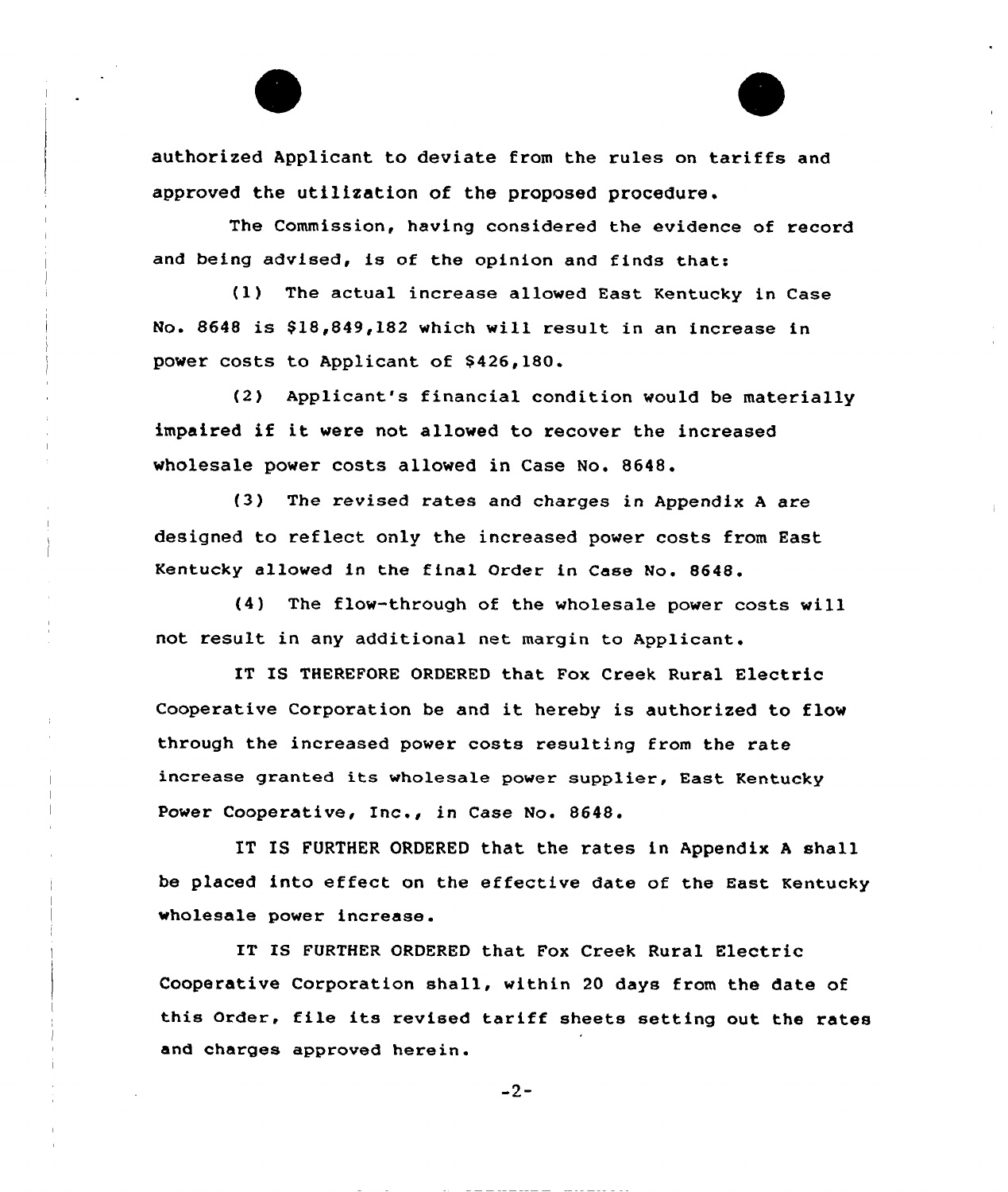authorized Applicant to deviate from the rules on tariffs and approved the utilization of the proposed procedure.

The Commission, having considered the evidence of record and being advised, is of the opinion and finds that:

(1) The actual increase allowed East Kentucky in Case No. 8648 is $18,849,182 which will result in an increase in power costs to Applicant of $426,180.

(2) Applicant's financial condition would be materially impaired if it were not allowed to recover the increased wholesale power costs allowed in Case No. 8648.

(3) The revised rates and charges in Appendix A are designed to reflect only the increased power costs from East Kentucky allowed in the final Order in Case No. 8648.

(4) The flow-through of the wholesale power costs will not result in any additional net margin to Applicant.

IT IS THEREFORE ORDERED that Fox Creek Rural Electric Cooperative Corporation be and it hereby is authorized to flow through the increased power costs resulting from the rate increase granted its wholesale power supplier, East Kentucky Power Cooperative, Inc., in Case No. 8648.

IT IS FURTHER ORDERED that the rates in Appendix A shall be placed into effect on the effective date of the East Kentucky wholesale power increase.

IT IS FURTHER ORDERED that Fox Creek Rural Electric Cooperative Corporation shall, within 20 days from the date of this Order, file its revised tariff sheets setting out the rates and charges approved herein.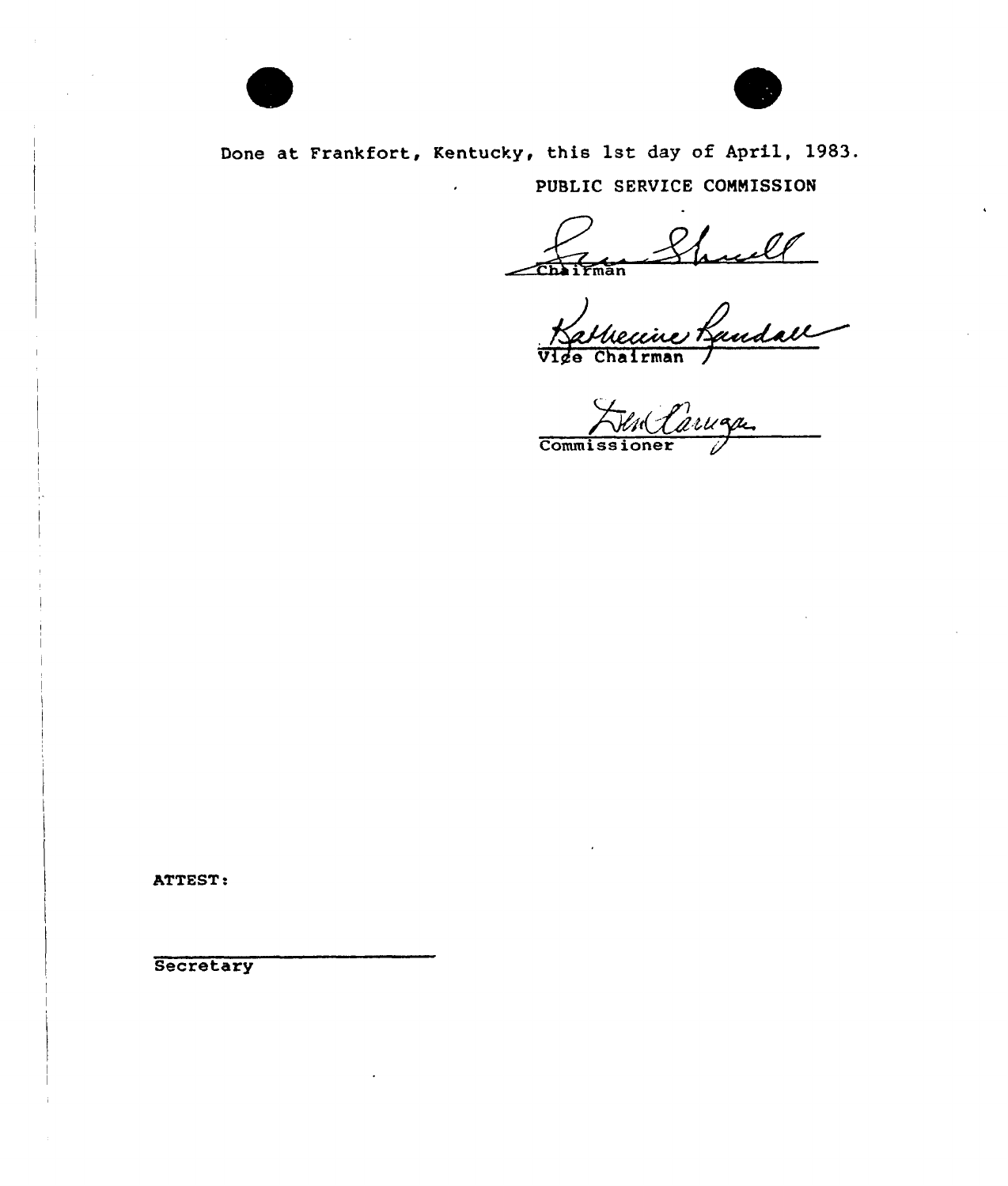Done at Frankfort, Kentucky, this 1st day of April, 1983.

PUBLIC SERVICE COMMISSION

Chairman

Vice Chairman

Commissioner

ATTEST:

Secretary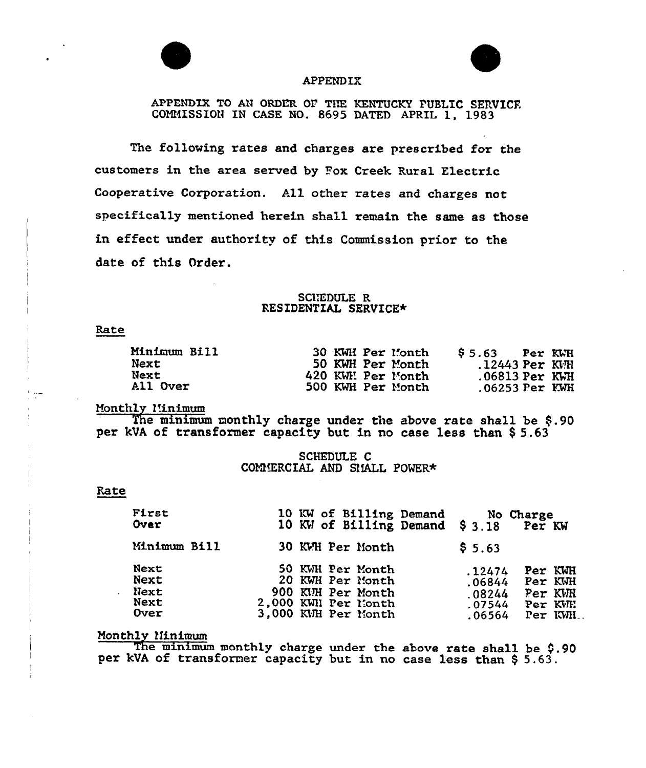# APPENDIX

APPENDIX TO AN ORDER OF THE KENTUCKY PUBLIC SERVICE COMMISSION IN CASE NO. 8695 DATED APRIL 1, 1983

The following rates and charges are prescribed for the customers in the area served by Fox Creek Rural Electric Cooperative Corporation. All other rates and charges not specifically mentioned herein shall remain the same as those in effect under authority of this Commission prior to the date of this Order.

## SCHEDULE R
## RESIDENTIAL SERVICE*

Rate

| | | |
|---|---|---|
| Minimum Bill | 30 KWH Per Month | $ 5.63 Per KWH |
| Next | 50 KWH Per Month | .12443 Per KWH |
| Next | 420 KWH Per Month | .06813 Per KWH |
| All Over | 500 KWH Per Month | .06253 Per KWH |

Monthly Minimum

The minimum monthly charge under the above rate shall be $.90 per kVA of transformer capacity but in no case less than $ 5.63

## SCHEDULE C
## COMMERCIAL AND SMALL POWER*

Rate

| | | |
|---|---|---|
| First | 10 KW of Billing Demand | No Charge |
| Over | 10 KW of Billing Demand | $ 3.18 Per KW |
| Minimum Bill | 30 KWH Per Month | $ 5.63 |
| Next | 50 KWH Per Month | .12474 Per KWH |
| Next | 20 KWH Per Month | .06844 Per KWH |
| Next | 900 KWH Per Month | .08244 Per KWH |
| Next | 2,000 KWH Per Month | .07544 Per KWH |
| Over | 3,000 KWH Per Month | .06564 Per KWH |

Monthly Minimum

The minimum monthly charge under the above rate shall be $.90 per kVA of transformer capacity but in no case less than $ 5.63.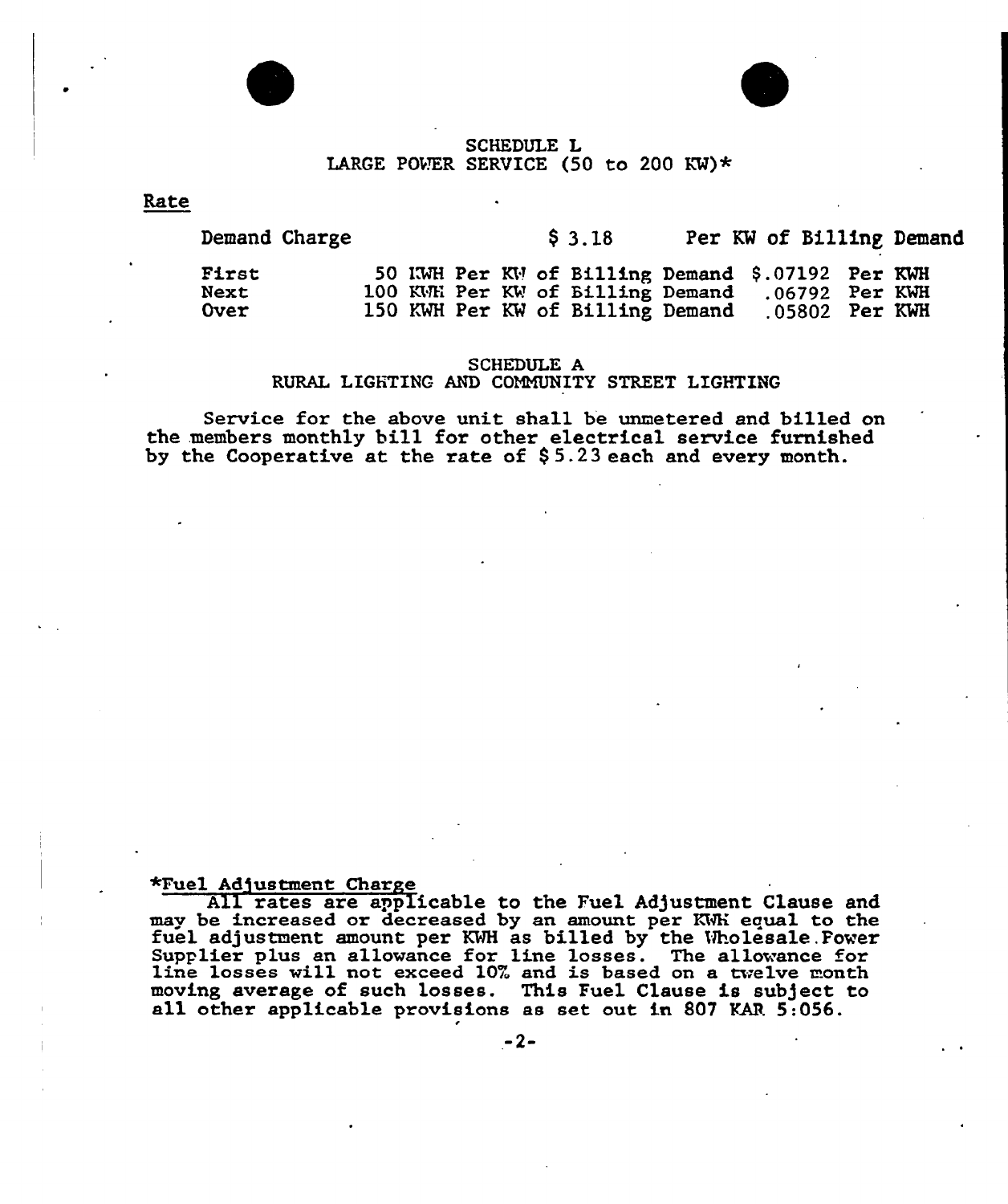## SCHEDULE L
## LARGE POWER SERVICE (50 to 200 KW)*

**Rate**

| | | | |
|---|---|---|---|
| Demand Charge | | $ 3.18 | Per KW of Billing Demand |
| First | 50 KWH Per KW of Billing Demand | $.07192 | Per KWH |
| Next | 100 KWH Per KW of Billing Demand | .06792 | Per KWH |
| Over | 150 KWH Per KW of Billing Demand | .05802 | Per KWH |

## SCHEDULE A
## RURAL LIGHTING AND COMMUNITY STREET LIGHTING

Service for the above unit shall be unmetered and billed on the members monthly bill for other electrical service furnished by the Cooperative at the rate of $ 5.23 each and every month.

*Fuel Adjustment Charge

All rates are applicable to the Fuel Adjustment Clause and may be increased or decreased by an amount per KWH equal to the fuel adjustment amount per KWH as billed by the Wholesale Power Supplier plus an allowance for line losses. The allowance for line losses will not exceed 10% and is based on a twelve month moving average of such losses. This Fuel Clause is subject to all other applicable provisions as set out in 807 KAR 5:056.